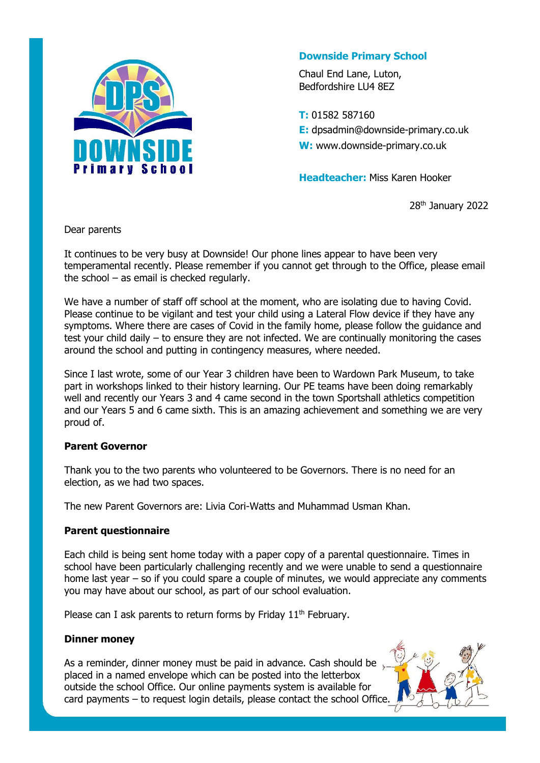**Downside Primary School**

Chaul End Lane, Luton,
Bedfordshire LU4 8EZ

**T:** 01582 587160
**E:** dpsadmin@downside-primary.co.uk
**W:** www.downside-primary.co.uk

**Headteacher:** Miss Karen Hooker

28th January 2022

Dear parents

It continues to be very busy at Downside! Our phone lines appear to have been very temperamental recently. Please remember if you cannot get through to the Office, please email the school – as email is checked regularly.

We have a number of staff off school at the moment, who are isolating due to having Covid. Please continue to be vigilant and test your child using a Lateral Flow device if they have any symptoms. Where there are cases of Covid in the family home, please follow the guidance and test your child daily – to ensure they are not infected. We are continually monitoring the cases around the school and putting in contingency measures, where needed.

Since I last wrote, some of our Year 3 children have been to Wardown Park Museum, to take part in workshops linked to their history learning. Our PE teams have been doing remarkably well and recently our Years 3 and 4 came second in the town Sportshall athletics competition and our Years 5 and 6 came sixth. This is an amazing achievement and something we are very proud of.

**Parent Governor**

Thank you to the two parents who volunteered to be Governors. There is no need for an election, as we had two spaces.

The new Parent Governors are: Livia Cori-Watts and Muhammad Usman Khan.

**Parent questionnaire**

Each child is being sent home today with a paper copy of a parental questionnaire. Times in school have been particularly challenging recently and we were unable to send a questionnaire home last year – so if you could spare a couple of minutes, we would appreciate any comments you may have about our school, as part of our school evaluation.

Please can I ask parents to return forms by Friday 11th February.

**Dinner money**

As a reminder, dinner money must be paid in advance. Cash should be placed in a named envelope which can be posted into the letterbox outside the school Office. Our online payments system is available for card payments – to request login details, please contact the school Office.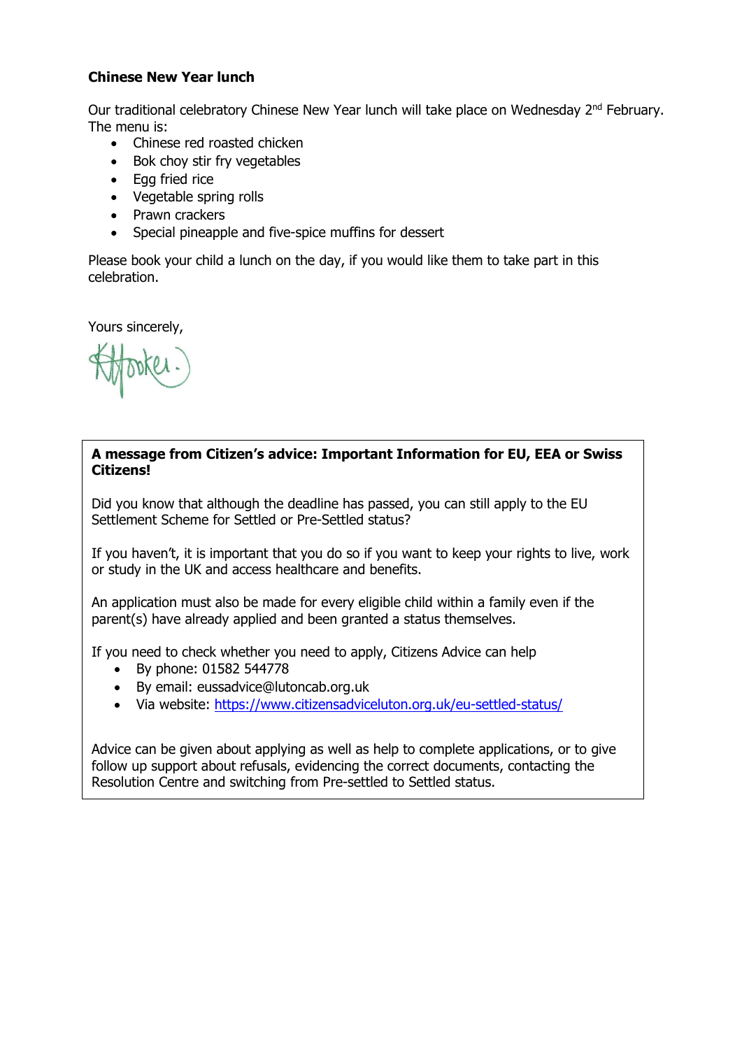**Chinese New Year lunch**

Our traditional celebratory Chinese New Year lunch will take place on Wednesday 2nd February. The menu is:

- Chinese red roasted chicken
- Bok choy stir fry vegetables
- Egg fried rice
- Vegetable spring rolls
- Prawn crackers
- Special pineapple and five-spice muffins for dessert

Please book your child a lunch on the day, if you would like them to take part in this celebration.

Yours sincerely,

**A message from Citizen's advice: Important Information for EU, EEA or Swiss Citizens!**

Did you know that although the deadline has passed, you can still apply to the EU Settlement Scheme for Settled or Pre-Settled status?

If you haven't, it is important that you do so if you want to keep your rights to live, work or study in the UK and access healthcare and benefits.

An application must also be made for every eligible child within a family even if the parent(s) have already applied and been granted a status themselves.

If you need to check whether you need to apply, Citizens Advice can help

- By phone: 01582 544778
- By email: eussadvice@lutoncab.org.uk
- Via website: https://www.citizensadviceluton.org.uk/eu-settled-status/

Advice can be given about applying as well as help to complete applications, or to give follow up support about refusals, evidencing the correct documents, contacting the Resolution Centre and switching from Pre-settled to Settled status.